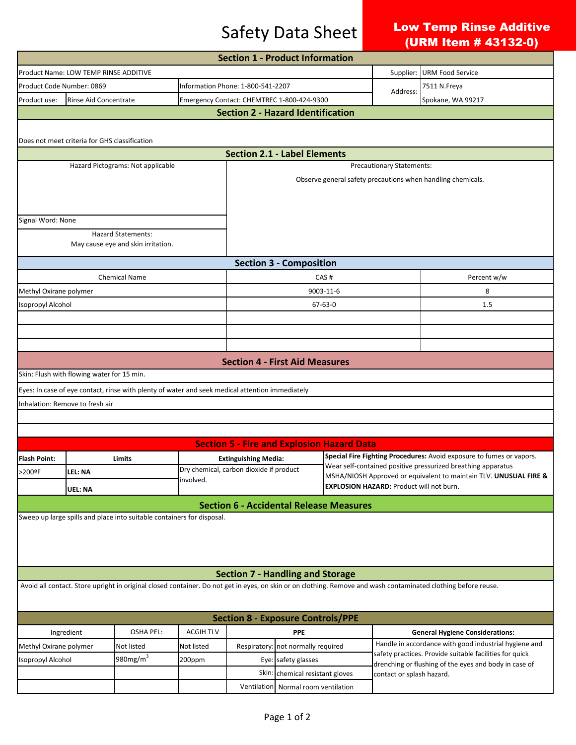# Safety Data Sheet

**Low Temp Rinse Additive (URM Item # 43132-0)**

## Section 1 - Product Information

| | | | |
|---|---|---|---|
| Product Name: LOW TEMP RINSE ADDITIVE | | Supplier: | URM Food Service |
| Product Code Number: 0869 | Information Phone: 1-800-541-2207 | Address: | 7511 N.Freya |
| Product use: Rinse Aid Concentrate | Emergency Contact: CHEMTREC 1-800-424-9300 | | Spokane, WA 99217 |

## Section 2 - Hazard Identification

Does not meet criteria for GHS classification

## Section 2.1 - Label Elements

Hazard Pictograms: Not applicable

Signal Word: None

Hazard Statements:
May cause eye and skin irritation.

Precautionary Statements:
Observe general safety precautions when handling chemicals.

## Section 3 - Composition

| Chemical Name | CAS # | Percent w/w |
|---|---|---|
| Methyl Oxirane polymer | 9003-11-6 | 8 |
| Isopropyl Alcohol | 67-63-0 | 1.5 |

## Section 4 - First Aid Measures

Skin: Flush with flowing water for 15 min.

Eyes: In case of eye contact, rinse with plenty of water and seek medical attention immediately

Inhalation: Remove to fresh air

## Section 5 - Fire and Explosion Hazard Data

| Flash Point: | Limits | Extinguishing Media: |
|---|---|---|
| >200ºF | **LEL: NA** | Dry chemical, carbon dioxide if product involved. |
| | **UEL: NA** | |

**Special Fire Fighting Procedures:** Avoid exposure to fumes or vapors. Wear self-contained positive pressurized breathing apparatus MSHA/NIOSH Approved or equivalent to maintain TLV. **UNUSUAL FIRE & EXPLOSION HAZARD:** Product will not burn.

## Section 6 - Accidental Release Measures

Sweep up large spills and place into suitable containers for disposal.

## Section 7 - Handling and Storage

Avoid all contact. Store upright in original closed container. Do not get in eyes, on skin or on clothing. Remove and wash contaminated clothing before reuse.

## Section 8 - Exposure Controls/PPE

| Ingredient | OSHA PEL: | ACGIH TLV | PPE | |
|---|---|---|---|---|
| Methyl Oxirane polymer | Not listed | Not listed | Respiratory: | not normally required |
| Isopropyl Alcohol | 980mg/m$^3$ | 200ppm | Eye: | safety glasses |
| | | | Skin: | chemical resistant gloves |
| | | | Ventilation | Normal room ventilation |

**General Hygiene Considerations:**
Handle in accordance with good industrial hygiene and safety practices. Provide suitable facilities for quick drenching or flushing of the eyes and body in case of contact or splash hazard.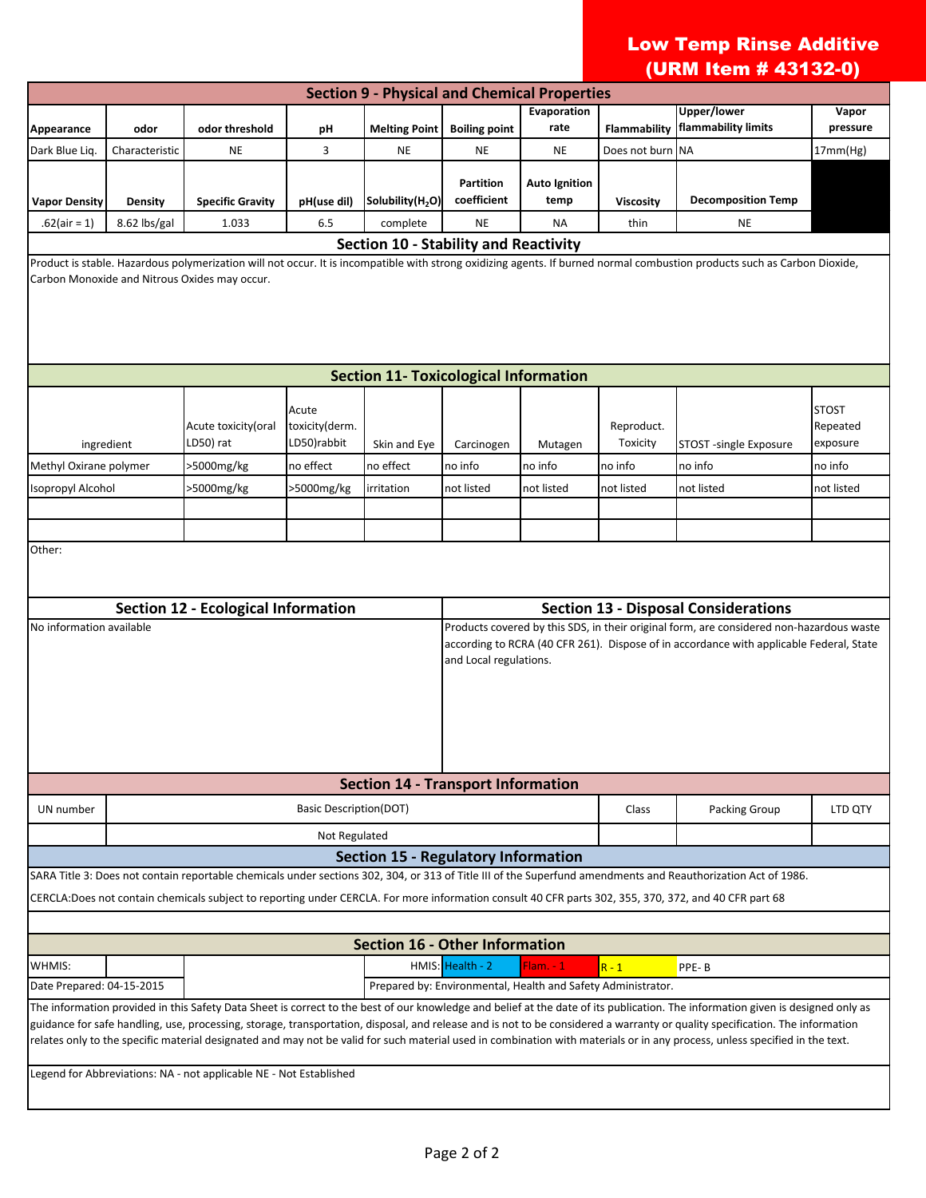# Low Temp Rinse Additive (URM Item # 43132-0)

## Section 9 - Physical and Chemical Properties

| Appearance | odor | odor threshold | pH | Melting Point | Boiling point | Evaporation rate | Flammability | Upper/lower flammability limits | Vapor pressure |
|---|---|---|---|---|---|---|---|---|---|
| Dark Blue Liq. | Characteristic | NE | 3 | NE | NE | NE | Does not burn | NA | 17mm(Hg) |
| **Vapor Density** | **Density** | **Specific Gravity** | **pH(use dil)** | **Solubility($H_2O$)** | **Partition coefficient** | **Auto Ignition temp** | **Viscosity** | **Decomposition Temp** | |
| .62(air = 1) | 8.62 lbs/gal | 1.033 | 6.5 | complete | NE | NA | thin | NE | |

## Section 10 - Stability and Reactivity

Product is stable. Hazardous polymerization will not occur. It is incompatible with strong oxidizing agents. If burned normal combustion products such as Carbon Dioxide, Carbon Monoxide and Nitrous Oxides may occur.

## Section 11- Toxicological Information

| ingredient | Acute toxicity(oral LD50) rat | Acute toxicity(derm. LD50)rabbit | Skin and Eye | Carcinogen | Mutagen | Reproduct. Toxicity | STOST -single Exposure | STOST Repeated exposure |
|---|---|---|---|---|---|---|---|---|
| Methyl Oxirane polymer | >5000mg/kg | no effect | no effect | no info | no info | no info | no info | no info |
| Isopropyl Alcohol | >5000mg/kg | >5000mg/kg | irritation | not listed | not listed | not listed | not listed | not listed |
| | | | | | | | | |
| | | | | | | | | |

Other:

## Section 12 - Ecological Information

No information available

## Section 13 - Disposal Considerations

Products covered by this SDS, in their original form, are considered non-hazardous waste according to RCRA (40 CFR 261). Dispose of in accordance with applicable Federal, State and Local regulations.

## Section 14 - Transport Information

| UN number | Basic Description(DOT) | Class | Packing Group | LTD QTY |
|---|---|---|---|---|
| | Not Regulated | | | |

## Section 15 - Regulatory Information

SARA Title 3: Does not contain reportable chemicals under sections 302, 304, or 313 of Title III of the Superfund amendments and Reauthorization Act of 1986.

CERCLA:Does not contain chemicals subject to reporting under CERCLA. For more information consult 40 CFR parts 302, 355, 370, 372, and 40 CFR part 68

## Section 16 - Other Information

WHMIS:

HMIS: Health - 2 | Flam. - 1 | R - 1 | PPE- B

Date Prepared: 04-15-2015

Prepared by: Environmental, Health and Safety Administrator.

The information provided in this Safety Data Sheet is correct to the best of our knowledge and belief at the date of its publication. The information given is designed only as guidance for safe handling, use, processing, storage, transportation, disposal, and release and is not to be considered a warranty or quality specification. The information relates only to the specific material designated and may not be valid for such material used in combination with materials or in any process, unless specified in the text.

Legend for Abbreviations: NA - not applicable NE - Not Established